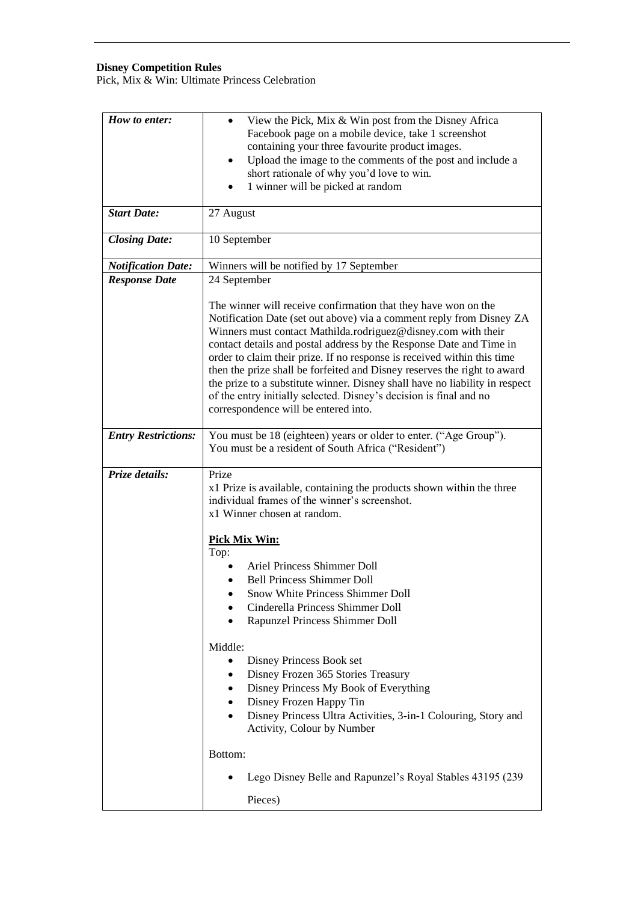**Disney Competition Rules**
Pick, Mix & Win: Ultimate Princess Celebration

| | |
|---|---|
| ***How to enter:*** | • View the Pick, Mix & Win post from the Disney Africa Facebook page on a mobile device, take 1 screenshot containing your three favourite product images.<br>• Upload the image to the comments of the post and include a short rationale of why you'd love to win.<br>• 1 winner will be picked at random |
| ***Start Date:*** | 27 August |
| ***Closing Date:*** | 10 September |
| ***Notification Date:*** | Winners will be notified by 17 September |
| ***Response Date*** | 24 September<br><br>The winner will receive confirmation that they have won on the Notification Date (set out above) via a comment reply from Disney ZA Winners must contact Mathilda.rodriguez@disney.com with their contact details and postal address by the Response Date and Time in order to claim their prize. If no response is received within this time then the prize shall be forfeited and Disney reserves the right to award the prize to a substitute winner. Disney shall have no liability in respect of the entry initially selected. Disney's decision is final and no correspondence will be entered into. |
| ***Entry Restrictions:*** | You must be 18 (eighteen) years or older to enter. ("Age Group").<br>You must be a resident of South Africa ("Resident") |
| ***Prize details:*** | Prize<br>x1 Prize is available, containing the products shown within the three individual frames of the winner's screenshot.<br>x1 Winner chosen at random.<br><br>**<u>Pick Mix Win:</u>**<br>Top:<br>• Ariel Princess Shimmer Doll<br>• Bell Princess Shimmer Doll<br>• Snow White Princess Shimmer Doll<br>• Cinderella Princess Shimmer Doll<br>• Rapunzel Princess Shimmer Doll<br><br>Middle:<br>• Disney Princess Book set<br>• Disney Frozen 365 Stories Treasury<br>• Disney Princess My Book of Everything<br>• Disney Frozen Happy Tin<br>• Disney Princess Ultra Activities, 3-in-1 Colouring, Story and Activity, Colour by Number<br><br>Bottom:<br>• Lego Disney Belle and Rapunzel's Royal Stables 43195 (239 Pieces) |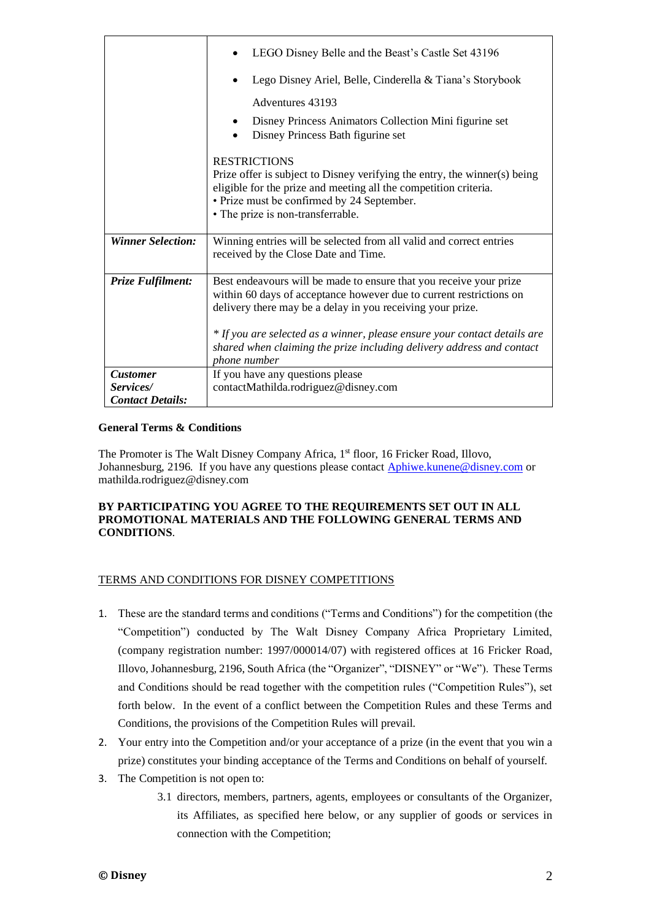| | |
|---|---|
| | • LEGO Disney Belle and the Beast's Castle Set 43196<br>• Lego Disney Ariel, Belle, Cinderella & Tiana's Storybook Adventures 43193<br>• Disney Princess Animators Collection Mini figurine set<br>• Disney Princess Bath figurine set<br><br>RESTRICTIONS<br>Prize offer is subject to Disney verifying the entry, the winner(s) being eligible for the prize and meeting all the competition criteria.<br>• Prize must be confirmed by 24 September.<br>• The prize is non-transferrable. |
| ***Winner Selection:*** | Winning entries will be selected from all valid and correct entries received by the Close Date and Time. |
| ***Prize Fulfilment:*** | Best endeavours will be made to ensure that you receive your prize within 60 days of acceptance however due to current restrictions on delivery there may be a delay in you receiving your prize.<br><br>*\* If you are selected as a winner, please ensure your contact details are shared when claiming the prize including delivery address and contact phone number* |
| ***Customer Services/ Contact Details:*** | If you have any questions please contactMathilda.rodriguez@disney.com |

**General Terms & Conditions**

The Promoter is The Walt Disney Company Africa, 1st floor, 16 Fricker Road, Illovo, Johannesburg, 2196. If you have any questions please contact Aphiwe.kunene@disney.com or mathilda.rodriguez@disney.com

**BY PARTICIPATING YOU AGREE TO THE REQUIREMENTS SET OUT IN ALL PROMOTIONAL MATERIALS AND THE FOLLOWING GENERAL TERMS AND CONDITIONS**.

TERMS AND CONDITIONS FOR DISNEY COMPETITIONS

1. These are the standard terms and conditions ("Terms and Conditions") for the competition (the "Competition") conducted by The Walt Disney Company Africa Proprietary Limited, (company registration number: 1997/000014/07) with registered offices at 16 Fricker Road, Illovo, Johannesburg, 2196, South Africa (the "Organizer", "DISNEY" or "We"). These Terms and Conditions should be read together with the competition rules ("Competition Rules"), set forth below. In the event of a conflict between the Competition Rules and these Terms and Conditions, the provisions of the Competition Rules will prevail.
2. Your entry into the Competition and/or your acceptance of a prize (in the event that you win a prize) constitutes your binding acceptance of the Terms and Conditions on behalf of yourself.
3. The Competition is not open to:
   3.1 directors, members, partners, agents, employees or consultants of the Organizer, its Affiliates, as specified here below, or any supplier of goods or services in connection with the Competition;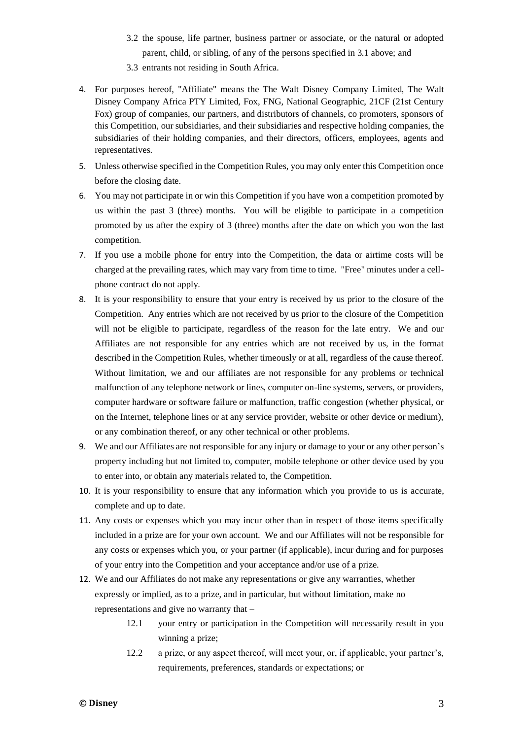3.2 the spouse, life partner, business partner or associate, or the natural or adopted parent, child, or sibling, of any of the persons specified in 3.1 above; and

3.3 entrants not residing in South Africa.

4. For purposes hereof, "Affiliate" means the The Walt Disney Company Limited, The Walt Disney Company Africa PTY Limited, Fox, FNG, National Geographic, 21CF (21st Century Fox) group of companies, our partners, and distributors of channels, co promoters, sponsors of this Competition, our subsidiaries, and their subsidiaries and respective holding companies, the subsidiaries of their holding companies, and their directors, officers, employees, agents and representatives.
5. Unless otherwise specified in the Competition Rules, you may only enter this Competition once before the closing date.
6. You may not participate in or win this Competition if you have won a competition promoted by us within the past 3 (three) months. You will be eligible to participate in a competition promoted by us after the expiry of 3 (three) months after the date on which you won the last competition.
7. If you use a mobile phone for entry into the Competition, the data or airtime costs will be charged at the prevailing rates, which may vary from time to time. "Free" minutes under a cell-phone contract do not apply.
8. It is your responsibility to ensure that your entry is received by us prior to the closure of the Competition. Any entries which are not received by us prior to the closure of the Competition will not be eligible to participate, regardless of the reason for the late entry. We and our Affiliates are not responsible for any entries which are not received by us, in the format described in the Competition Rules, whether timeously or at all, regardless of the cause thereof. Without limitation, we and our affiliates are not responsible for any problems or technical malfunction of any telephone network or lines, computer on-line systems, servers, or providers, computer hardware or software failure or malfunction, traffic congestion (whether physical, or on the Internet, telephone lines or at any service provider, website or other device or medium), or any combination thereof, or any other technical or other problems.
9. We and our Affiliates are not responsible for any injury or damage to your or any other person's property including but not limited to, computer, mobile telephone or other device used by you to enter into, or obtain any materials related to, the Competition.
10. It is your responsibility to ensure that any information which you provide to us is accurate, complete and up to date.
11. Any costs or expenses which you may incur other than in respect of those items specifically included in a prize are for your own account. We and our Affiliates will not be responsible for any costs or expenses which you, or your partner (if applicable), incur during and for purposes of your entry into the Competition and your acceptance and/or use of a prize.
12. We and our Affiliates do not make any representations or give any warranties, whether expressly or implied, as to a prize, and in particular, but without limitation, make no representations and give no warranty that –

    12.1 your entry or participation in the Competition will necessarily result in you winning a prize;

    12.2 a prize, or any aspect thereof, will meet your, or, if applicable, your partner's, requirements, preferences, standards or expectations; or

**© Disney**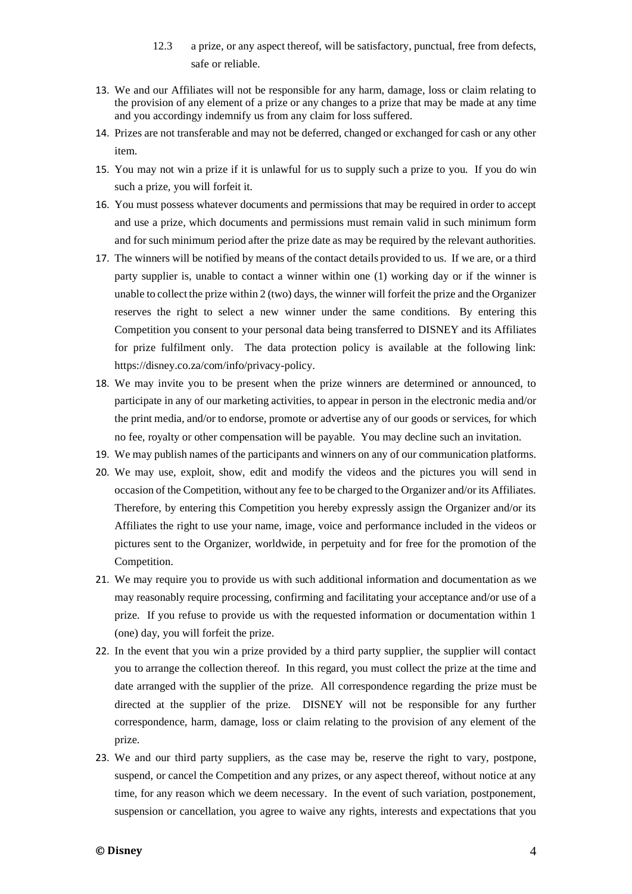12.3 a prize, or any aspect thereof, will be satisfactory, punctual, free from defects, safe or reliable.

13. We and our Affiliates will not be responsible for any harm, damage, loss or claim relating to the provision of any element of a prize or any changes to a prize that may be made at any time and you accordingy indemnify us from any claim for loss suffered.
14. Prizes are not transferable and may not be deferred, changed or exchanged for cash or any other item.
15. You may not win a prize if it is unlawful for us to supply such a prize to you. If you do win such a prize, you will forfeit it.
16. You must possess whatever documents and permissions that may be required in order to accept and use a prize, which documents and permissions must remain valid in such minimum form and for such minimum period after the prize date as may be required by the relevant authorities.
17. The winners will be notified by means of the contact details provided to us. If we are, or a third party supplier is, unable to contact a winner within one (1) working day or if the winner is unable to collect the prize within 2 (two) days, the winner will forfeit the prize and the Organizer reserves the right to select a new winner under the same conditions. By entering this Competition you consent to your personal data being transferred to DISNEY and its Affiliates for prize fulfilment only. The data protection policy is available at the following link: https://disney.co.za/com/info/privacy-policy.
18. We may invite you to be present when the prize winners are determined or announced, to participate in any of our marketing activities, to appear in person in the electronic media and/or the print media, and/or to endorse, promote or advertise any of our goods or services, for which no fee, royalty or other compensation will be payable. You may decline such an invitation.
19. We may publish names of the participants and winners on any of our communication platforms.
20. We may use, exploit, show, edit and modify the videos and the pictures you will send in occasion of the Competition, without any fee to be charged to the Organizer and/or its Affiliates. Therefore, by entering this Competition you hereby expressly assign the Organizer and/or its Affiliates the right to use your name, image, voice and performance included in the videos or pictures sent to the Organizer, worldwide, in perpetuity and for free for the promotion of the Competition.
21. We may require you to provide us with such additional information and documentation as we may reasonably require processing, confirming and facilitating your acceptance and/or use of a prize. If you refuse to provide us with the requested information or documentation within 1 (one) day, you will forfeit the prize.
22. In the event that you win a prize provided by a third party supplier, the supplier will contact you to arrange the collection thereof. In this regard, you must collect the prize at the time and date arranged with the supplier of the prize. All correspondence regarding the prize must be directed at the supplier of the prize. DISNEY will not be responsible for any further correspondence, harm, damage, loss or claim relating to the provision of any element of the prize.
23. We and our third party suppliers, as the case may be, reserve the right to vary, postpone, suspend, or cancel the Competition and any prizes, or any aspect thereof, without notice at any time, for any reason which we deem necessary. In the event of such variation, postponement, suspension or cancellation, you agree to waive any rights, interests and expectations that you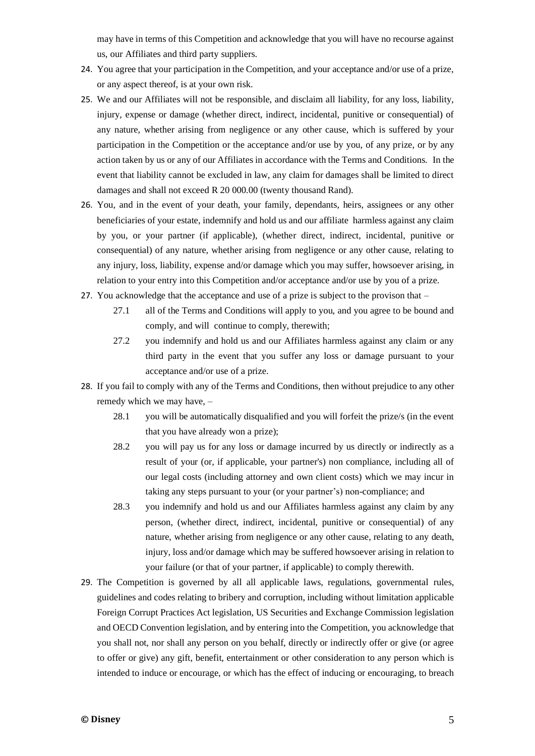may have in terms of this Competition and acknowledge that you will have no recourse against us, our Affiliates and third party suppliers.

24. You agree that your participation in the Competition, and your acceptance and/or use of a prize, or any aspect thereof, is at your own risk.
25. We and our Affiliates will not be responsible, and disclaim all liability, for any loss, liability, injury, expense or damage (whether direct, indirect, incidental, punitive or consequential) of any nature, whether arising from negligence or any other cause, which is suffered by your participation in the Competition or the acceptance and/or use by you, of any prize, or by any action taken by us or any of our Affiliates in accordance with the Terms and Conditions. In the event that liability cannot be excluded in law, any claim for damages shall be limited to direct damages and shall not exceed R 20 000.00 (twenty thousand Rand).
26. You, and in the event of your death, your family, dependants, heirs, assignees or any other beneficiaries of your estate, indemnify and hold us and our affiliate harmless against any claim by you, or your partner (if applicable), (whether direct, indirect, incidental, punitive or consequential) of any nature, whether arising from negligence or any other cause, relating to any injury, loss, liability, expense and/or damage which you may suffer, howsoever arising, in relation to your entry into this Competition and/or acceptance and/or use by you of a prize.
27. You acknowledge that the acceptance and use of a prize is subject to the provison that –
    - 27.1 all of the Terms and Conditions will apply to you, and you agree to be bound and comply, and will continue to comply, therewith;
    - 27.2 you indemnify and hold us and our Affiliates harmless against any claim or any third party in the event that you suffer any loss or damage pursuant to your acceptance and/or use of a prize.
28. If you fail to comply with any of the Terms and Conditions, then without prejudice to any other remedy which we may have, –
    - 28.1 you will be automatically disqualified and you will forfeit the prize/s (in the event that you have already won a prize);
    - 28.2 you will pay us for any loss or damage incurred by us directly or indirectly as a result of your (or, if applicable, your partner's) non compliance, including all of our legal costs (including attorney and own client costs) which we may incur in taking any steps pursuant to your (or your partner's) non-compliance; and
    - 28.3 you indemnify and hold us and our Affiliates harmless against any claim by any person, (whether direct, indirect, incidental, punitive or consequential) of any nature, whether arising from negligence or any other cause, relating to any death, injury, loss and/or damage which may be suffered howsoever arising in relation to your failure (or that of your partner, if applicable) to comply therewith.
29. The Competition is governed by all all applicable laws, regulations, governmental rules, guidelines and codes relating to bribery and corruption, including without limitation applicable Foreign Corrupt Practices Act legislation, US Securities and Exchange Commission legislation and OECD Convention legislation, and by entering into the Competition, you acknowledge that you shall not, nor shall any person on you behalf, directly or indirectly offer or give (or agree to offer or give) any gift, benefit, entertainment or other consideration to any person which is intended to induce or encourage, or which has the effect of inducing or encouraging, to breach

**© Disney**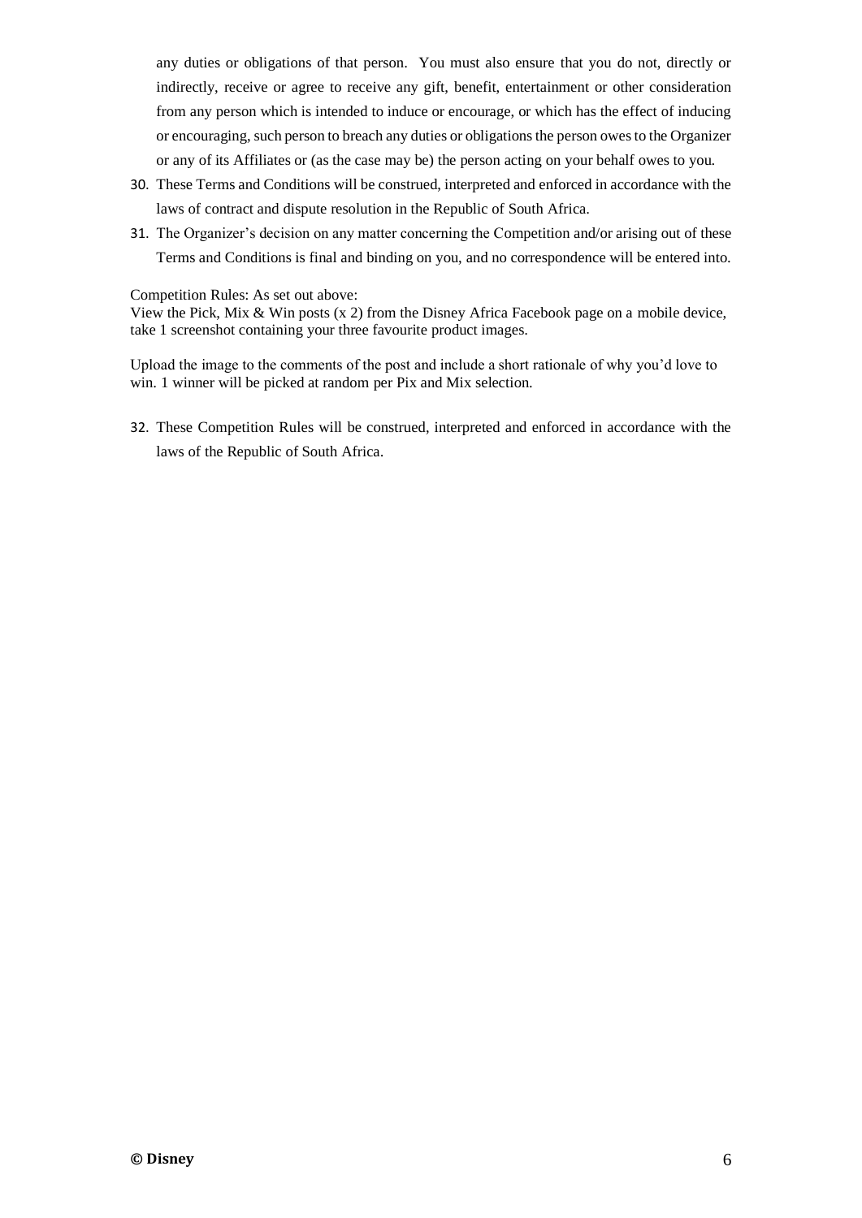any duties or obligations of that person. You must also ensure that you do not, directly or indirectly, receive or agree to receive any gift, benefit, entertainment or other consideration from any person which is intended to induce or encourage, or which has the effect of inducing or encouraging, such person to breach any duties or obligations the person owes to the Organizer or any of its Affiliates or (as the case may be) the person acting on your behalf owes to you.

30. These Terms and Conditions will be construed, interpreted and enforced in accordance with the laws of contract and dispute resolution in the Republic of South Africa.
31. The Organizer's decision on any matter concerning the Competition and/or arising out of these Terms and Conditions is final and binding on you, and no correspondence will be entered into.

Competition Rules: As set out above:
View the Pick, Mix & Win posts (x 2) from the Disney Africa Facebook page on a mobile device, take 1 screenshot containing your three favourite product images.

Upload the image to the comments of the post and include a short rationale of why you'd love to win. 1 winner will be picked at random per Pix and Mix selection.

32. These Competition Rules will be construed, interpreted and enforced in accordance with the laws of the Republic of South Africa.